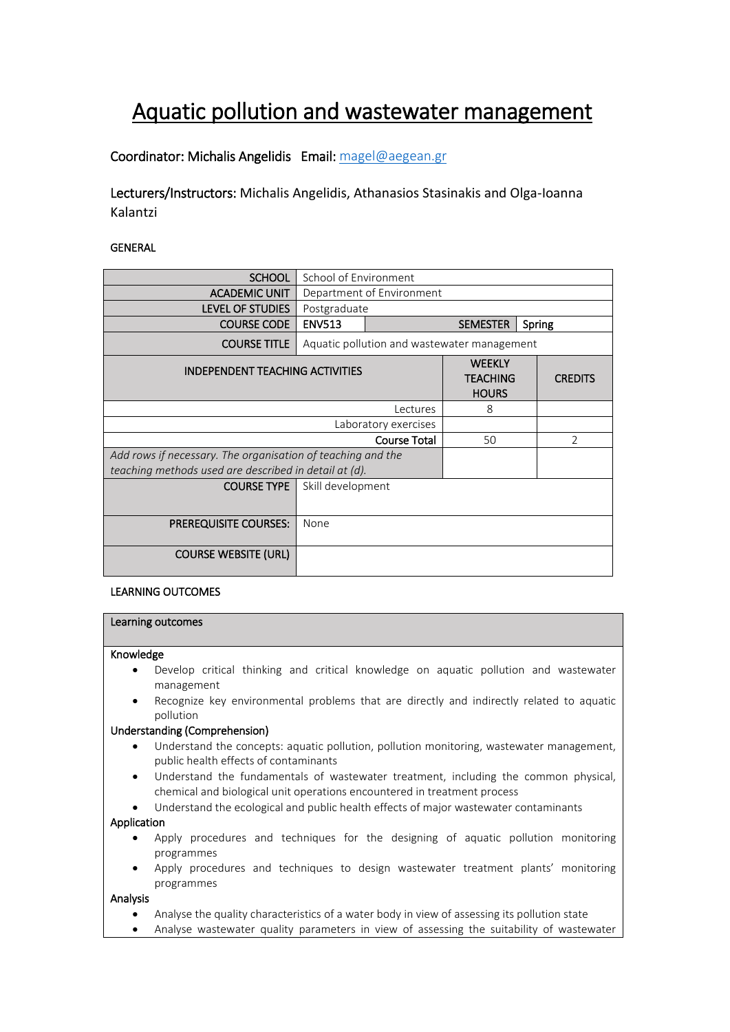# Aquatic pollution and wastewater management

**Coordinator:** Michalis Angelidis **Email:** magel@aegean.gr

**Lecturers/Instructors:** Michalis Angelidis, Athanasios Stasinakis and Olga-Ioanna Kalantzi

GENERAL

| SCHOOL | School of Environment | | | |
|---|---|---|---|---|
| ACADEMIC UNIT | Department of Environment | | | |
| LEVEL OF STUDIES | Postgraduate | | | |
| COURSE CODE | ENV513 | | SEMESTER | Spring |
| COURSE TITLE | Aquatic pollution and wastewater management | | | |

| INDEPENDENT TEACHING ACTIVITIES | WEEKLY TEACHING HOURS | CREDITS |
|---|---|---|
| Lectures | 8 | |
| Laboratory exercises | | |
| Course Total | 50 | 2 |
| *Add rows if necessary. The organisation of teaching and the teaching methods used are described in detail at (d).* | | |

| | |
|---|---|
| COURSE TYPE | Skill development |
| PREREQUISITE COURSES: | None |
| COURSE WEBSITE (URL) | |

LEARNING OUTCOMES

**Learning outcomes**

**Knowledge**

- Develop critical thinking and critical knowledge on aquatic pollution and wastewater management
- Recognize key environmental problems that are directly and indirectly related to aquatic pollution

**Understanding (Comprehension)**

- Understand the concepts: aquatic pollution, pollution monitoring, wastewater management, public health effects of contaminants
- Understand the fundamentals of wastewater treatment, including the common physical, chemical and biological unit operations encountered in treatment process
- Understand the ecological and public health effects of major wastewater contaminants

**Application**

- Apply procedures and techniques for the designing of aquatic pollution monitoring programmes
- Apply procedures and techniques to design wastewater treatment plants' monitoring programmes

**Analysis**

- Analyse the quality characteristics of a water body in view of assessing its pollution state
- Analyse wastewater quality parameters in view of assessing the suitability of wastewater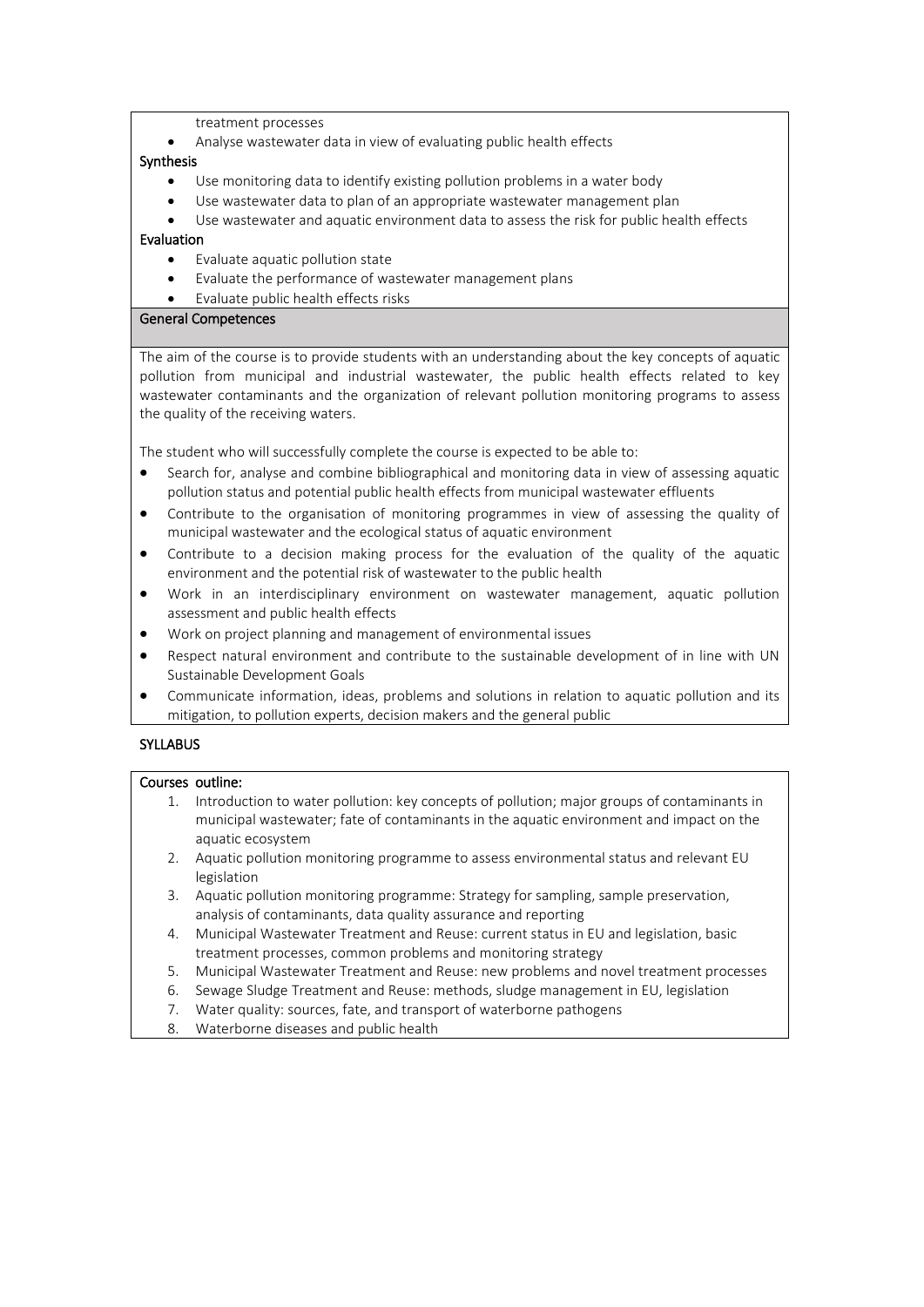treatment processes

- Analyse wastewater data in view of evaluating public health effects

**Synthesis**

- Use monitoring data to identify existing pollution problems in a water body
- Use wastewater data to plan of an appropriate wastewater management plan
- Use wastewater and aquatic environment data to assess the risk for public health effects

**Evaluation**

- Evaluate aquatic pollution state
- Evaluate the performance of wastewater management plans
- Evaluate public health effects risks

## General Competences

The aim of the course is to provide students with an understanding about the key concepts of aquatic pollution from municipal and industrial wastewater, the public health effects related to key wastewater contaminants and the organization of relevant pollution monitoring programs to assess the quality of the receiving waters.

The student who will successfully complete the course is expected to be able to:

- Search for, analyse and combine bibliographical and monitoring data in view of assessing aquatic pollution status and potential public health effects from municipal wastewater effluents
- Contribute to the organisation of monitoring programmes in view of assessing the quality of municipal wastewater and the ecological status of aquatic environment
- Contribute to a decision making process for the evaluation of the quality of the aquatic environment and the potential risk of wastewater to the public health
- Work in an interdisciplinary environment on wastewater management, aquatic pollution assessment and public health effects
- Work on project planning and management of environmental issues
- Respect natural environment and contribute to the sustainable development of in line with UN Sustainable Development Goals
- Communicate information, ideas, problems and solutions in relation to aquatic pollution and its mitigation, to pollution experts, decision makers and the general public

## SYLLABUS

**Courses outline:**

1. Introduction to water pollution: key concepts of pollution; major groups of contaminants in municipal wastewater; fate of contaminants in the aquatic environment and impact on the aquatic ecosystem
2. Aquatic pollution monitoring programme to assess environmental status and relevant EU legislation
3. Aquatic pollution monitoring programme: Strategy for sampling, sample preservation, analysis of contaminants, data quality assurance and reporting
4. Municipal Wastewater Treatment and Reuse: current status in EU and legislation, basic treatment processes, common problems and monitoring strategy
5. Municipal Wastewater Treatment and Reuse: new problems and novel treatment processes
6. Sewage Sludge Treatment and Reuse: methods, sludge management in EU, legislation
7. Water quality: sources, fate, and transport of waterborne pathogens
8. Waterborne diseases and public health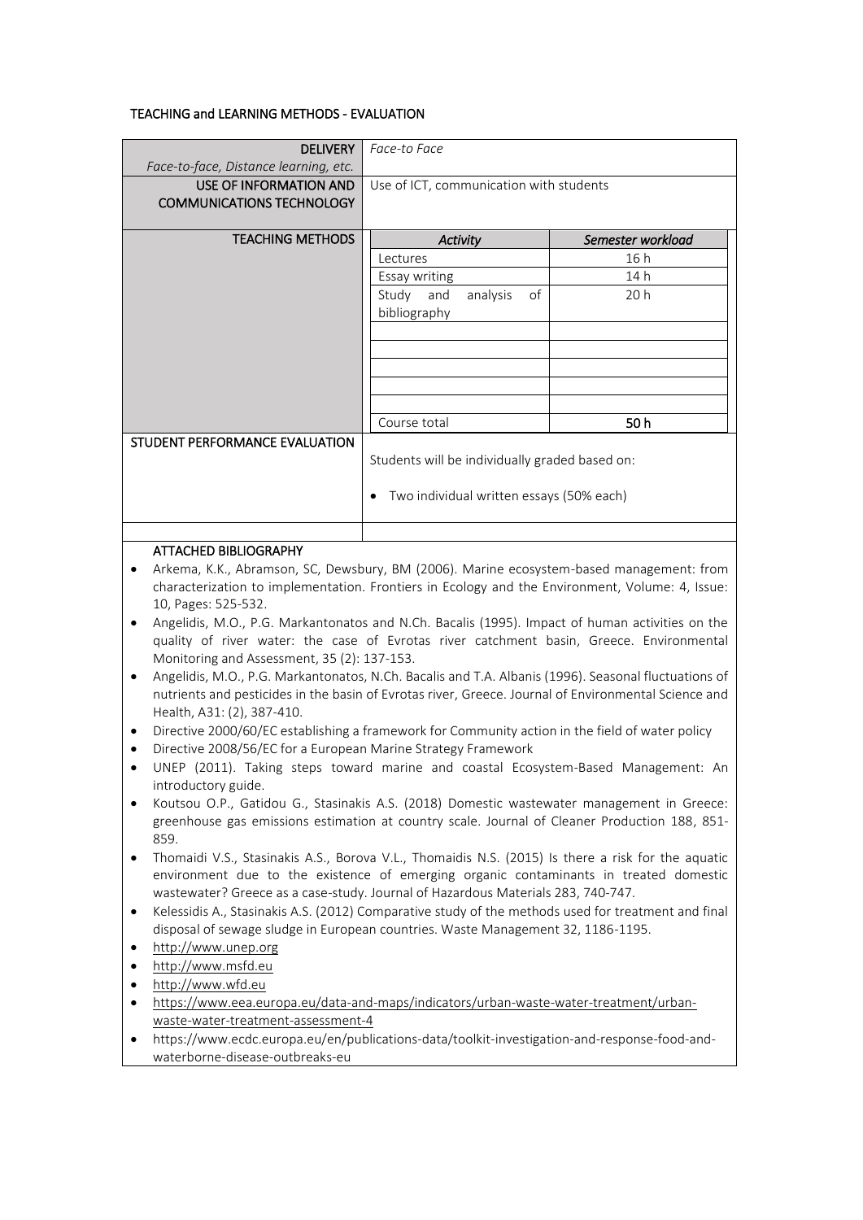### TEACHING and LEARNING METHODS - EVALUATION

| | | |
|---|---|---|
| DELIVERY *Face-to-face, Distance learning, etc.* | *Face-to Face* | |
| USE OF INFORMATION AND COMMUNICATIONS TECHNOLOGY | Use of ICT, communication with students | |
| TEACHING METHODS | *Activity* | *Semester workload* |
| | Lectures | 16 h |
| | Essay writing | 14 h |
| | Study and analysis of bibliography | 20 h |
| | Course total | **50 h** |
| STUDENT PERFORMANCE EVALUATION | Students will be individually graded based on:<br><br>• Two individual written essays (50% each) | |

### ATTACHED BIBLIOGRAPHY

- Arkema, K.K., Abramson, SC, Dewsbury, BM (2006). Marine ecosystem-based management: from characterization to implementation. Frontiers in Ecology and the Environment, Volume: 4, Issue: 10, Pages: 525-532.
- Angelidis, M.O., P.G. Markantonatos and N.Ch. Bacalis (1995). Impact of human activities on the quality of river water: the case of Evrotas river catchment basin, Greece. Environmental Monitoring and Assessment, 35 (2): 137-153.
- Angelidis, M.O., P.G. Markantonatos, N.Ch. Bacalis and T.A. Albanis (1996). Seasonal fluctuations of nutrients and pesticides in the basin of Evrotas river, Greece. Journal of Environmental Science and Health, A31: (2), 387-410.
- Directive 2000/60/EC establishing a framework for Community action in the field of water policy
- Directive 2008/56/EC for a European Marine Strategy Framework
- UNEP (2011). Taking steps toward marine and coastal Ecosystem-Based Management: An introductory guide.
- Koutsou O.P., Gatidou G., Stasinakis A.S. (2018) Domestic wastewater management in Greece: greenhouse gas emissions estimation at country scale. Journal of Cleaner Production 188, 851-859.
- Thomaidi V.S., Stasinakis A.S., Borova V.L., Thomaidis N.S. (2015) Is there a risk for the aquatic environment due to the existence of emerging organic contaminants in treated domestic wastewater? Greece as a case-study. Journal of Hazardous Materials 283, 740-747.
- Kelessidis A., Stasinakis A.S. (2012) Comparative study of the methods used for treatment and final disposal of sewage sludge in European countries. Waste Management 32, 1186-1195.
- http://www.unep.org
- http://www.msfd.eu
- http://www.wfd.eu
- https://www.eea.europa.eu/data-and-maps/indicators/urban-waste-water-treatment/urban-waste-water-treatment-assessment-4
- https://www.ecdc.europa.eu/en/publications-data/toolkit-investigation-and-response-food-and-waterborne-disease-outbreaks-eu